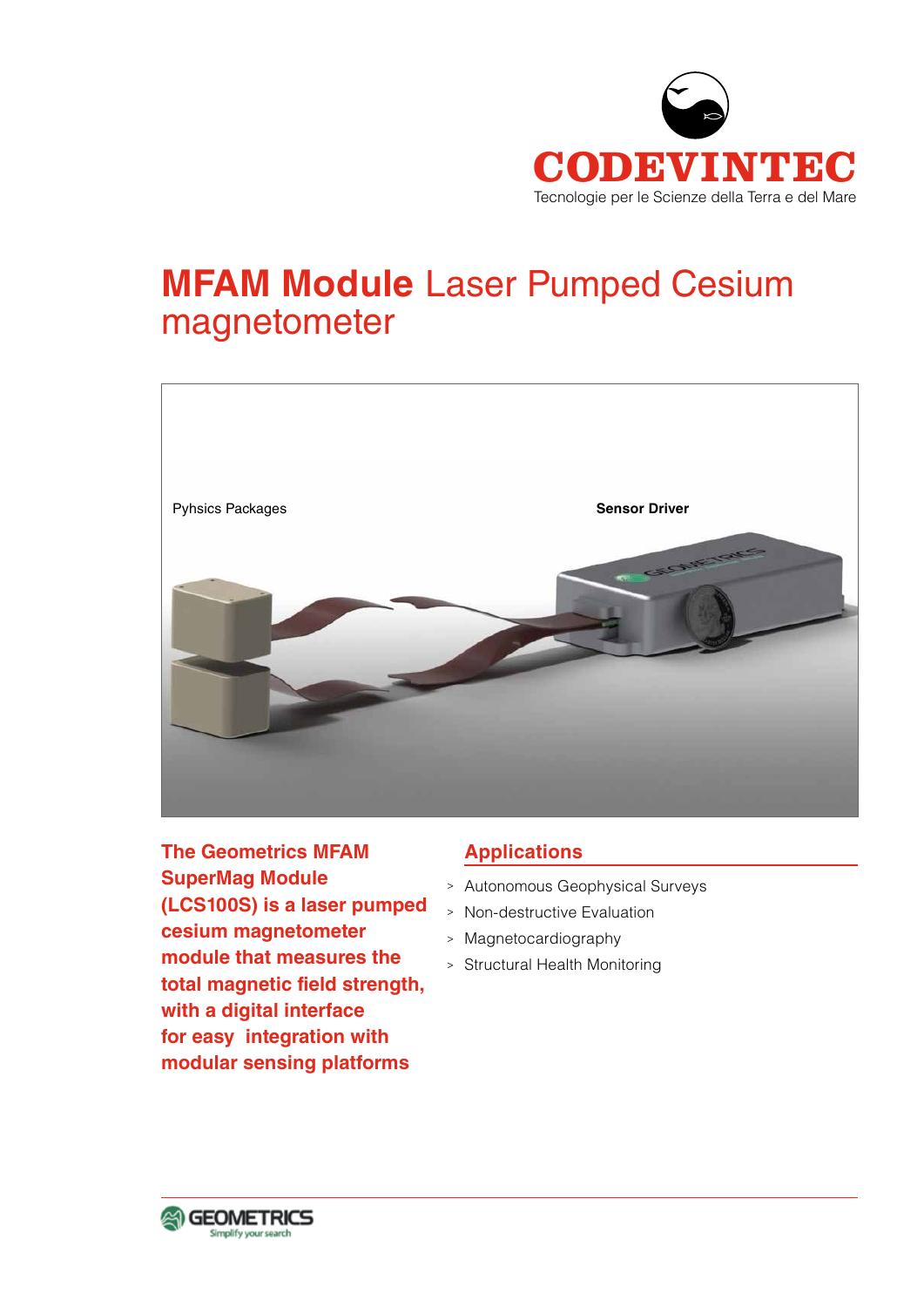CODEVINTEC

Tecnologie per le Scienze della Terra e del Mare

# MFAM Module Laser Pumped Cesium magnetometer

Pyhsics Packages

**Sensor Driver**

**The Geometrics MFAM SuperMag Module (LCS100S) is a laser pumped cesium magnetometer module that measures the total magnetic field strength, with a digital interface for easy integration with modular sensing platforms**

## Applications

- Autonomous Geophysical Surveys
- Non-destructive Evaluation
- Magnetocardiography
- Structural Health Monitoring

GEOMETRICS
Simplify your search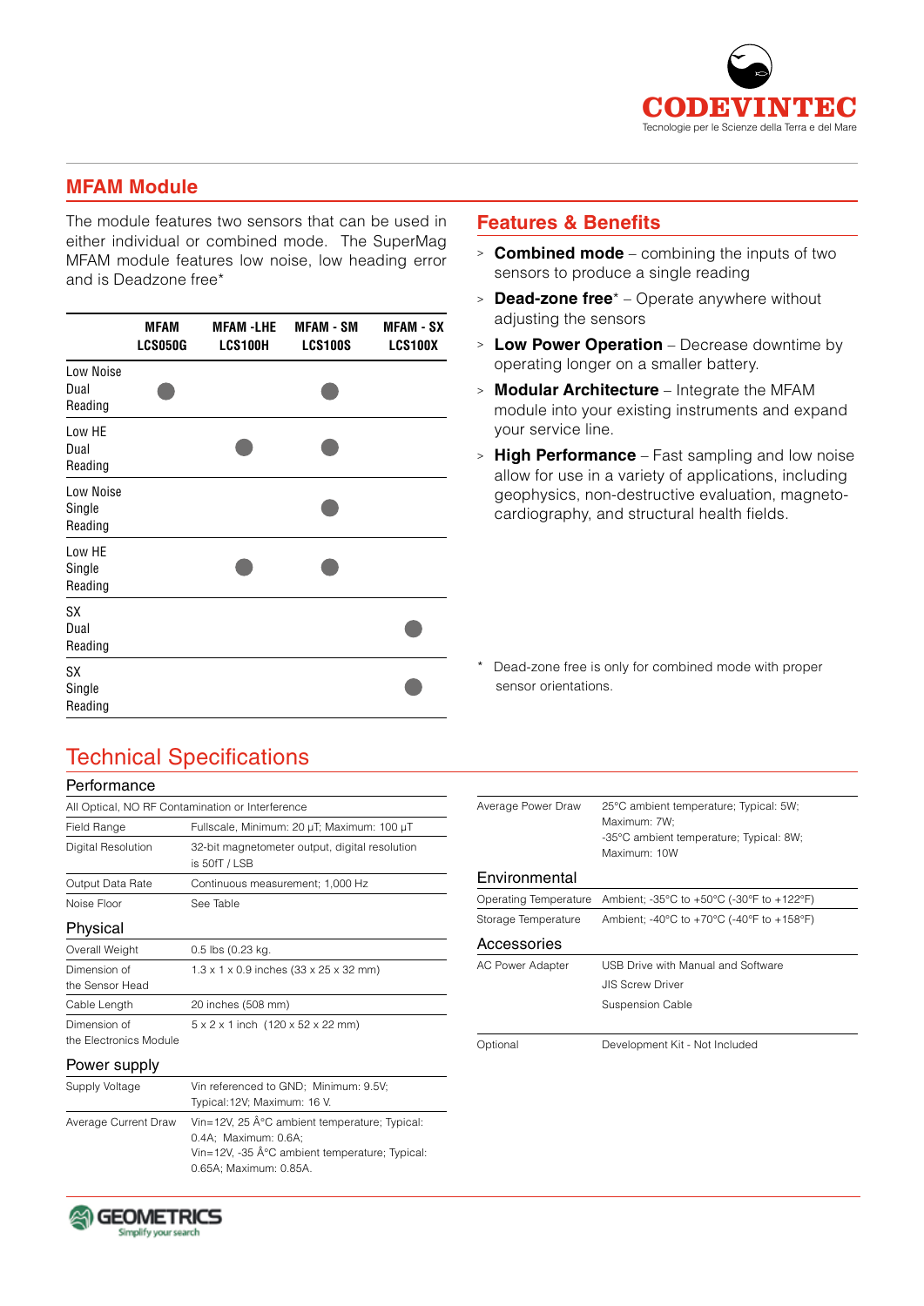## MFAM Module

The module features two sensors that can be used in either individual or combined mode. The SuperMag MFAM module features low noise, low heading error and is Deadzone free*

| | MFAM LCS050G | MFAM -LHE LCS100H | MFAM - SM LCS100S | MFAM - SX LCS100X |
|---|---|---|---|---|
| Low Noise Dual Reading | ● | | ● | |
| Low HE Dual Reading | | ● | ● | |
| Low Noise Single Reading | | | ● | |
| Low HE Single Reading | | ● | ● | |
| SX Dual Reading | | | | ● |
| SX Single Reading | | | | ● |

## Features & Benefits

- **Combined mode** – combining the inputs of two sensors to produce a single reading
- **Dead-zone free*** – Operate anywhere without adjusting the sensors
- **Low Power Operation** – Decrease downtime by operating longer on a smaller battery.
- **Modular Architecture** – Integrate the MFAM module into your existing instruments and expand your service line.
- **High Performance** – Fast sampling and low noise allow for use in a variety of applications, including geophysics, non-destructive evaluation, magneto-cardiography, and structural health fields.

\* Dead-zone free is only for combined mode with proper sensor orientations.

## Technical Specifications

### Performance

| All Optical, NO RF Contamination or Interference | |
|---|---|
| Field Range | Fullscale, Minimum: 20 µT; Maximum: 100 µT |
| Digital Resolution | 32-bit magnetometer output, digital resolution is 50fT / LSB |
| Output Data Rate | Continuous measurement; 1,000 Hz |
| Noise Floor | See Table |

### Physical

| | |
|---|---|
| Overall Weight | 0.5 lbs (0.23 kg. |
| Dimension of the Sensor Head | 1.3 x 1 x 0.9 inches (33 x 25 x 32 mm) |
| Cable Length | 20 inches (508 mm) |
| Dimension of the Electronics Module | 5 x 2 x 1 inch (120 x 52 x 22 mm) |

### Power supply

| | |
|---|---|
| Supply Voltage | Vin referenced to GND; Minimum: 9.5V; Typical:12V; Maximum: 16 V. |
| Average Current Draw | Vin=12V, 25 Â°C ambient temperature; Typical: 0.4A; Maximum: 0.6A; Vin=12V, -35 Â°C ambient temperature; Typical: 0.65A; Maximum: 0.85A. |
| Average Power Draw | 25°C ambient temperature; Typical: 5W; Maximum: 7W; -35°C ambient temperature; Typical: 8W; Maximum: 10W |

### Environmental

| | |
|---|---|
| Operating Temperature | Ambient; -35°C to +50°C (-30°F to +122°F) |
| Storage Temperature | Ambient; -40°C to +70°C (-40°F to +158°F) |

### Accessories

| | |
|---|---|
| AC Power Adapter | USB Drive with Manual and Software |
| | JIS Screw Driver |
| | Suspension Cable |
| Optional | Development Kit - Not Included |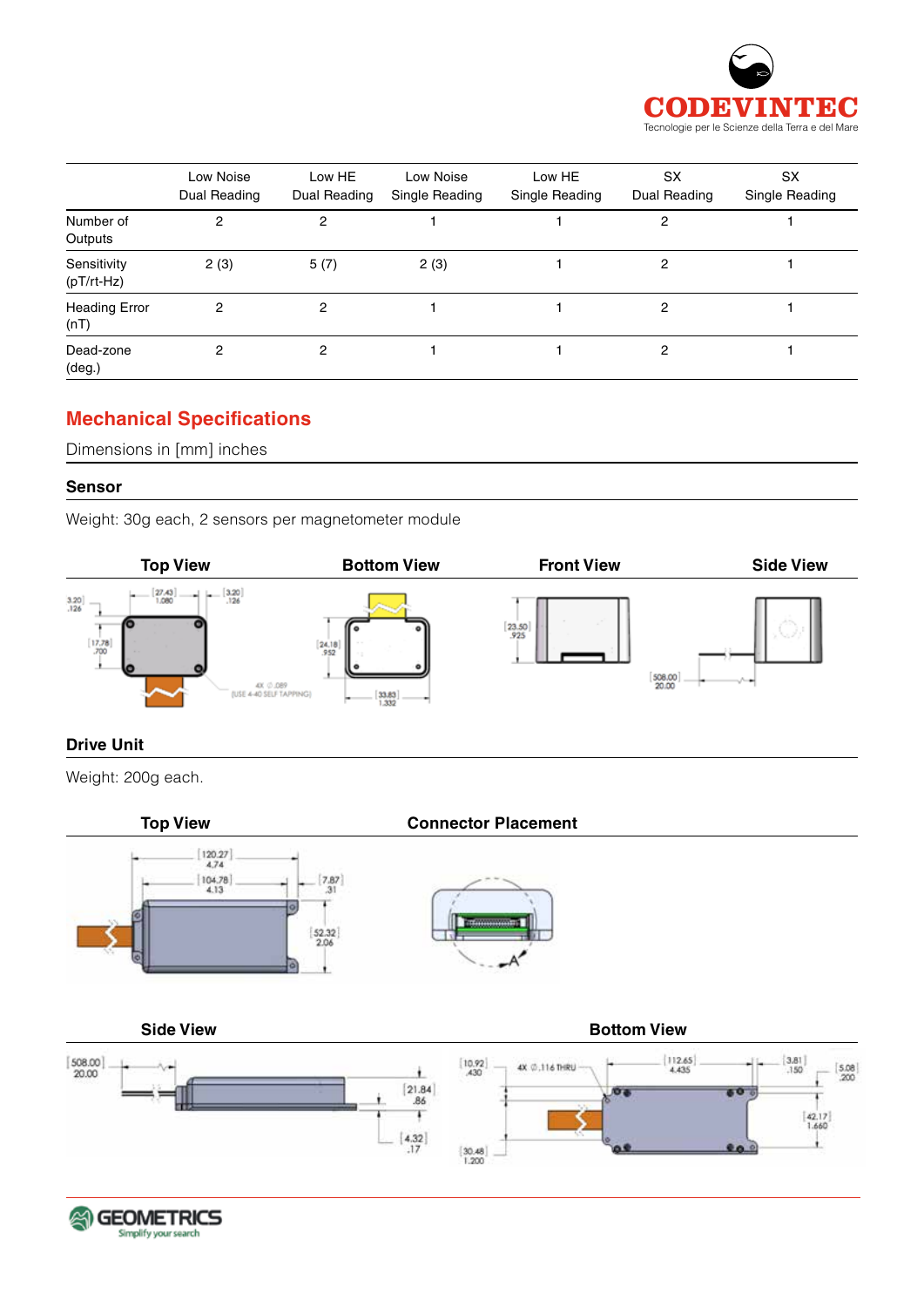| | Low Noise Dual Reading | Low HE Dual Reading | Low Noise Single Reading | Low HE Single Reading | SX Dual Reading | SX Single Reading |
|---|---|---|---|---|---|---|
| Number of Outputs | 2 | 2 | 1 | 1 | 2 | 1 |
| Sensitivity (pT/rt-Hz) | 2 (3) | 5 (7) | 2 (3) | 1 | 2 | 1 |
| Heading Error (nT) | 2 | 2 | 1 | 1 | 2 | 1 |
| Dead-zone (deg.) | 2 | 2 | 1 | 1 | 2 | 1 |

## Mechanical Specifications

Dimensions in [mm] inches

### Sensor

Weight: 30g each, 2 sensors per magnetometer module

**Top View** | **Bottom View** | **Front View** | **Side View**

### Drive Unit

Weight: 200g each.

**Top View** | **Connector Placement**

**Side View** | **Bottom View**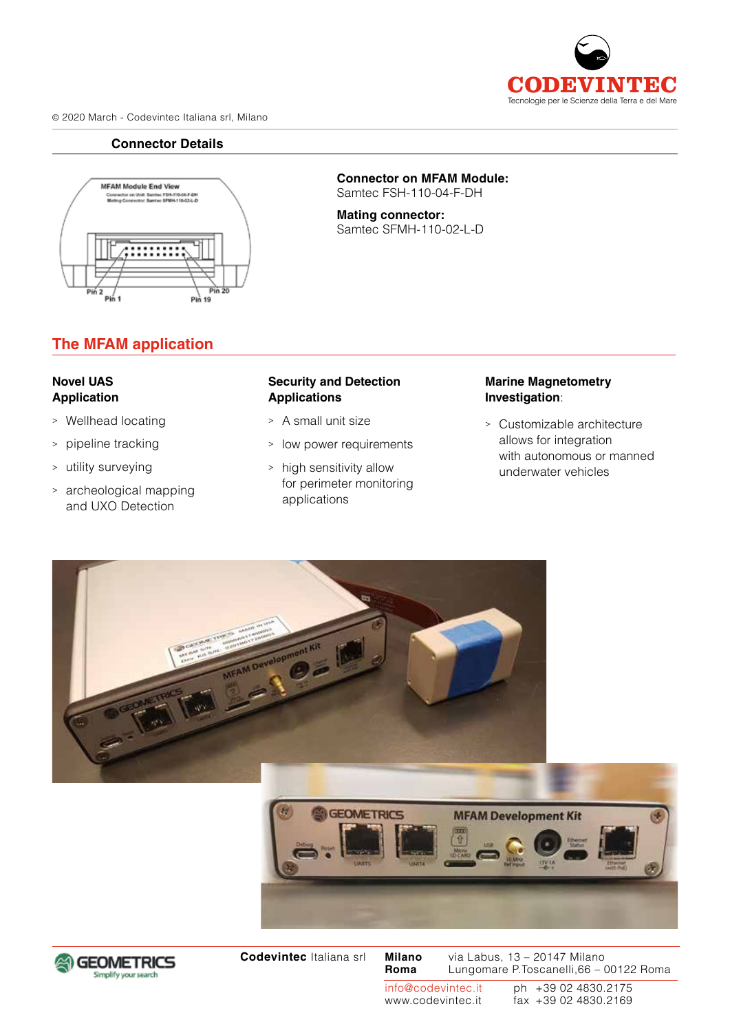© 2020 March - Codevintec Italiana srl, Milano

## Connector Details

MFAM Module End View
Connector on Unit: Samtec FSH-110-04-F-DH
Mating Connector: Samtec SFMH-110-02-L-D
Pin 2
Pin 1
Pin 20
Pin 19

**Connector on MFAM Module:**
Samtec FSH-110-04-F-DH

**Mating connector:**
Samtec SFMH-110-02-L-D

## The MFAM application

### Novel UAS Application

- Wellhead locating
- pipeline tracking
- utility surveying
- archeological mapping and UXO Detection

### Security and Detection Applications

- A small unit size
- low power requirements
- high sensitivity allow for perimeter monitoring applications

### Marine Magnetometry Investigation:

- Customizable architecture allows for integration with autonomous or manned underwater vehicles

**Codevintec** Italiana srl

**Milano** via Labus, 13 – 20147 Milano
**Roma** Lungomare P.Toscanelli,66 – 00122 Roma

info@codevintec.it
www.codevintec.it

ph +39 02 4830.2175
fax +39 02 4830.2169